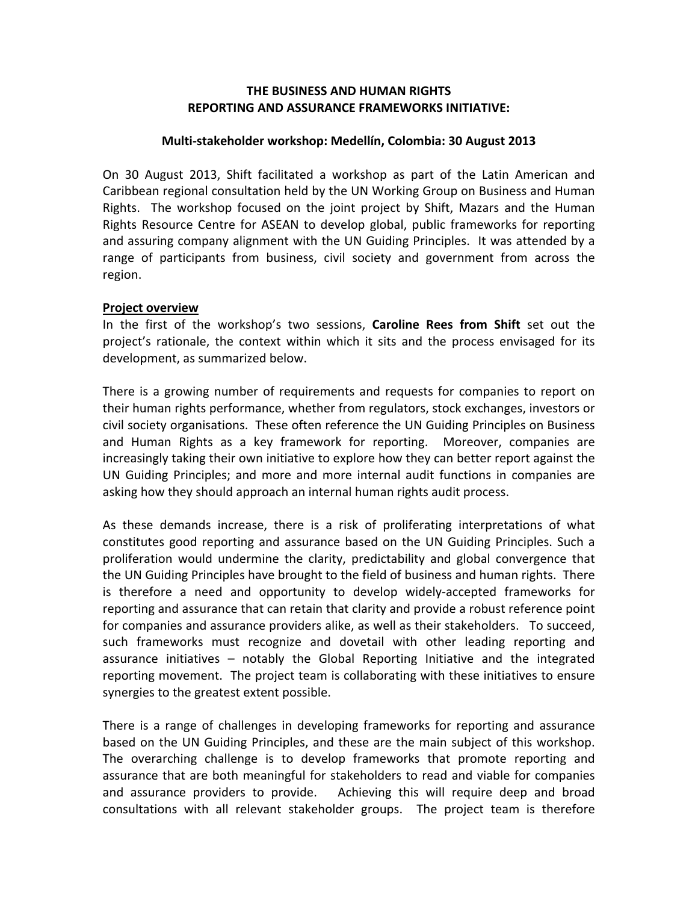# THE BUSINESS AND HUMAN RIGHTS REPORTING AND ASSURANCE FRAMEWORKS INITIATIVE:

## Multi-stakeholder workshop: Medellín, Colombia: 30 August 2013

On 30 August 2013, Shift facilitated a workshop as part of the Latin American and Caribbean regional consultation held by the UN Working Group on Business and Human Rights. The workshop focused on the joint project by Shift, Mazars and the Human Rights Resource Centre for ASEAN to develop global, public frameworks for reporting and assuring company alignment with the UN Guiding Principles. It was attended by a range of participants from business, civil society and government from across the region.

**Project overview**

In the first of the workshop's two sessions, **Caroline Rees from Shift** set out the project's rationale, the context within which it sits and the process envisaged for its development, as summarized below.

There is a growing number of requirements and requests for companies to report on their human rights performance, whether from regulators, stock exchanges, investors or civil society organisations. These often reference the UN Guiding Principles on Business and Human Rights as a key framework for reporting. Moreover, companies are increasingly taking their own initiative to explore how they can better report against the UN Guiding Principles; and more and more internal audit functions in companies are asking how they should approach an internal human rights audit process.

As these demands increase, there is a risk of proliferating interpretations of what constitutes good reporting and assurance based on the UN Guiding Principles. Such a proliferation would undermine the clarity, predictability and global convergence that the UN Guiding Principles have brought to the field of business and human rights. There is therefore a need and opportunity to develop widely-accepted frameworks for reporting and assurance that can retain that clarity and provide a robust reference point for companies and assurance providers alike, as well as their stakeholders. To succeed, such frameworks must recognize and dovetail with other leading reporting and assurance initiatives – notably the Global Reporting Initiative and the integrated reporting movement. The project team is collaborating with these initiatives to ensure synergies to the greatest extent possible.

There is a range of challenges in developing frameworks for reporting and assurance based on the UN Guiding Principles, and these are the main subject of this workshop. The overarching challenge is to develop frameworks that promote reporting and assurance that are both meaningful for stakeholders to read and viable for companies and assurance providers to provide. Achieving this will require deep and broad consultations with all relevant stakeholder groups. The project team is therefore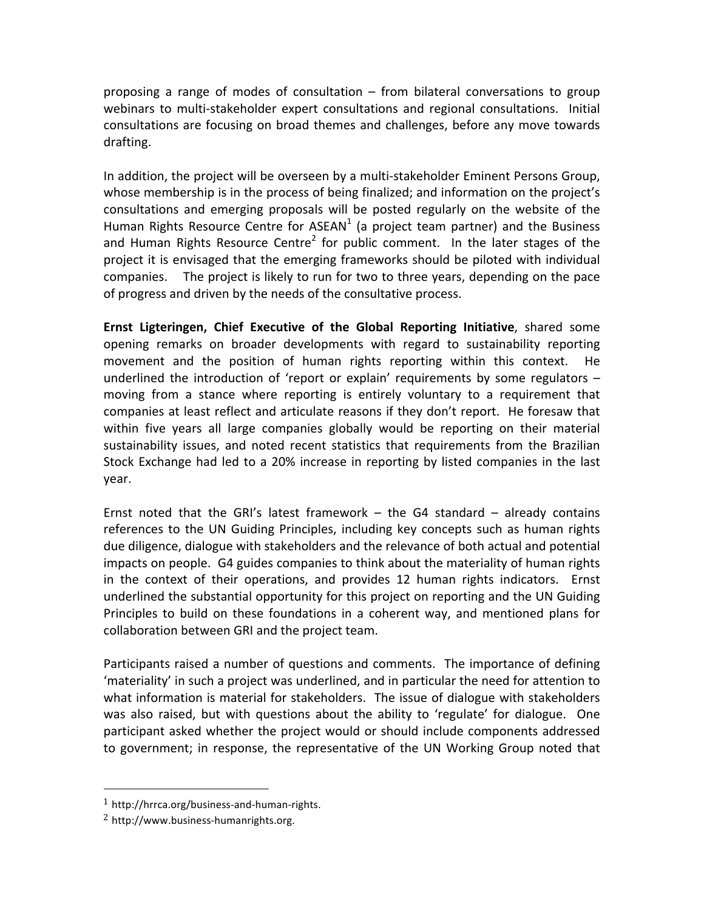proposing a range of modes of consultation – from bilateral conversations to group webinars to multi-stakeholder expert consultations and regional consultations. Initial consultations are focusing on broad themes and challenges, before any move towards drafting.

In addition, the project will be overseen by a multi-stakeholder Eminent Persons Group, whose membership is in the process of being finalized; and information on the project's consultations and emerging proposals will be posted regularly on the website of the Human Rights Resource Centre for ASEAN[1] (a project team partner) and the Business and Human Rights Resource Centre[2] for public comment. In the later stages of the project it is envisaged that the emerging frameworks should be piloted with individual companies. The project is likely to run for two to three years, depending on the pace of progress and driven by the needs of the consultative process.

**Ernst Ligteringen, Chief Executive of the Global Reporting Initiative**, shared some opening remarks on broader developments with regard to sustainability reporting movement and the position of human rights reporting within this context. He underlined the introduction of 'report or explain' requirements by some regulators – moving from a stance where reporting is entirely voluntary to a requirement that companies at least reflect and articulate reasons if they don't report. He foresaw that within five years all large companies globally would be reporting on their material sustainability issues, and noted recent statistics that requirements from the Brazilian Stock Exchange had led to a 20% increase in reporting by listed companies in the last year.

Ernst noted that the GRI's latest framework – the G4 standard – already contains references to the UN Guiding Principles, including key concepts such as human rights due diligence, dialogue with stakeholders and the relevance of both actual and potential impacts on people. G4 guides companies to think about the materiality of human rights in the context of their operations, and provides 12 human rights indicators. Ernst underlined the substantial opportunity for this project on reporting and the UN Guiding Principles to build on these foundations in a coherent way, and mentioned plans for collaboration between GRI and the project team.

Participants raised a number of questions and comments. The importance of defining 'materiality' in such a project was underlined, and in particular the need for attention to what information is material for stakeholders. The issue of dialogue with stakeholders was also raised, but with questions about the ability to 'regulate' for dialogue. One participant asked whether the project would or should include components addressed to government; in response, the representative of the UN Working Group noted that

[1] http://hrrca.org/business-and-human-rights.

[2] http://www.business-humanrights.org.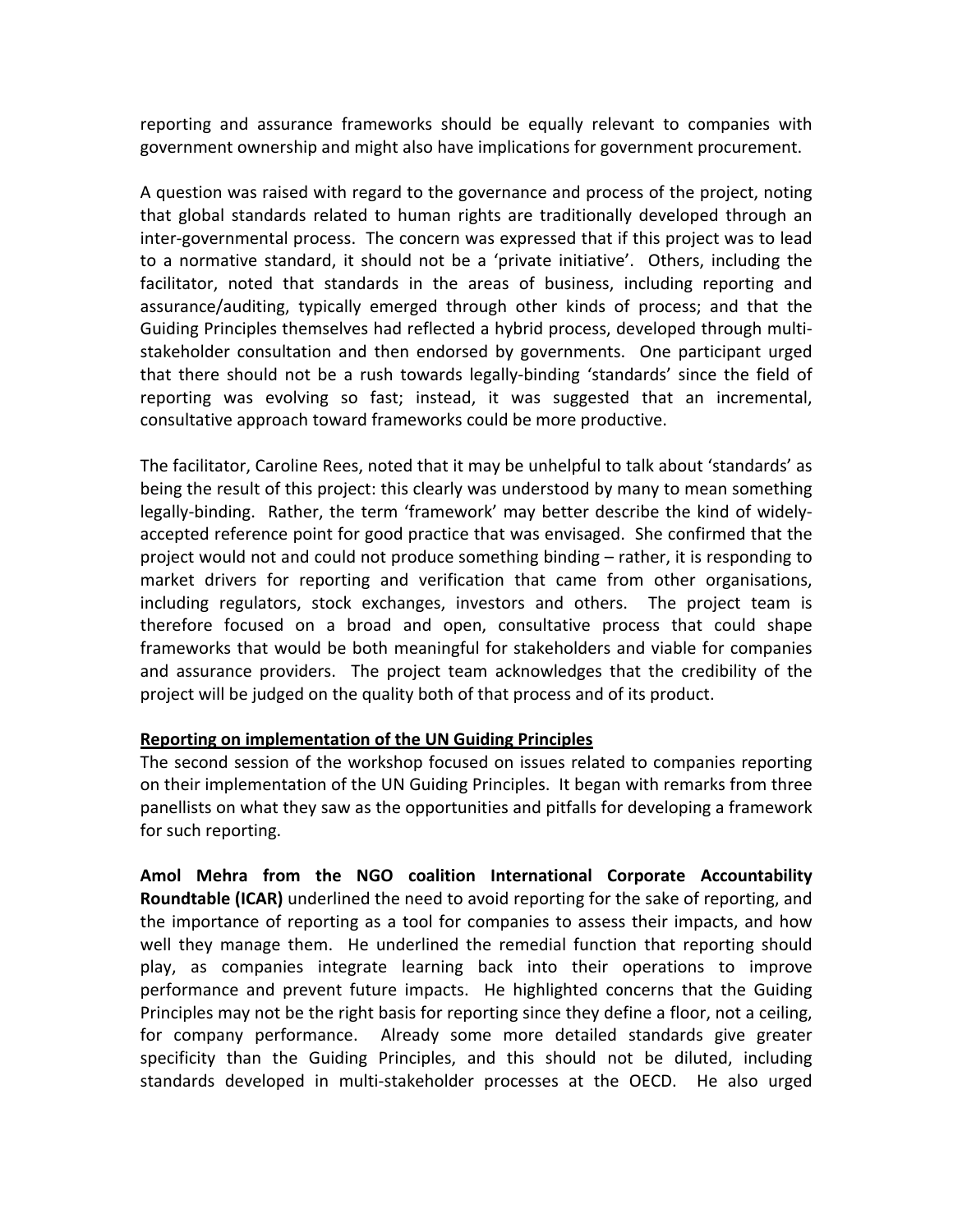reporting and assurance frameworks should be equally relevant to companies with government ownership and might also have implications for government procurement.

A question was raised with regard to the governance and process of the project, noting that global standards related to human rights are traditionally developed through an inter-governmental process. The concern was expressed that if this project was to lead to a normative standard, it should not be a 'private initiative'. Others, including the facilitator, noted that standards in the areas of business, including reporting and assurance/auditing, typically emerged through other kinds of process; and that the Guiding Principles themselves had reflected a hybrid process, developed through multi-stakeholder consultation and then endorsed by governments. One participant urged that there should not be a rush towards legally-binding 'standards' since the field of reporting was evolving so fast; instead, it was suggested that an incremental, consultative approach toward frameworks could be more productive.

The facilitator, Caroline Rees, noted that it may be unhelpful to talk about 'standards' as being the result of this project: this clearly was understood by many to mean something legally-binding. Rather, the term 'framework' may better describe the kind of widely-accepted reference point for good practice that was envisaged. She confirmed that the project would not and could not produce something binding – rather, it is responding to market drivers for reporting and verification that came from other organisations, including regulators, stock exchanges, investors and others. The project team is therefore focused on a broad and open, consultative process that could shape frameworks that would be both meaningful for stakeholders and viable for companies and assurance providers. The project team acknowledges that the credibility of the project will be judged on the quality both of that process and of its product.

**Reporting on implementation of the UN Guiding Principles**

The second session of the workshop focused on issues related to companies reporting on their implementation of the UN Guiding Principles. It began with remarks from three panellists on what they saw as the opportunities and pitfalls for developing a framework for such reporting.

**Amol Mehra from the NGO coalition International Corporate Accountability Roundtable (ICAR)** underlined the need to avoid reporting for the sake of reporting, and the importance of reporting as a tool for companies to assess their impacts, and how well they manage them. He underlined the remedial function that reporting should play, as companies integrate learning back into their operations to improve performance and prevent future impacts. He highlighted concerns that the Guiding Principles may not be the right basis for reporting since they define a floor, not a ceiling, for company performance. Already some more detailed standards give greater specificity than the Guiding Principles, and this should not be diluted, including standards developed in multi-stakeholder processes at the OECD. He also urged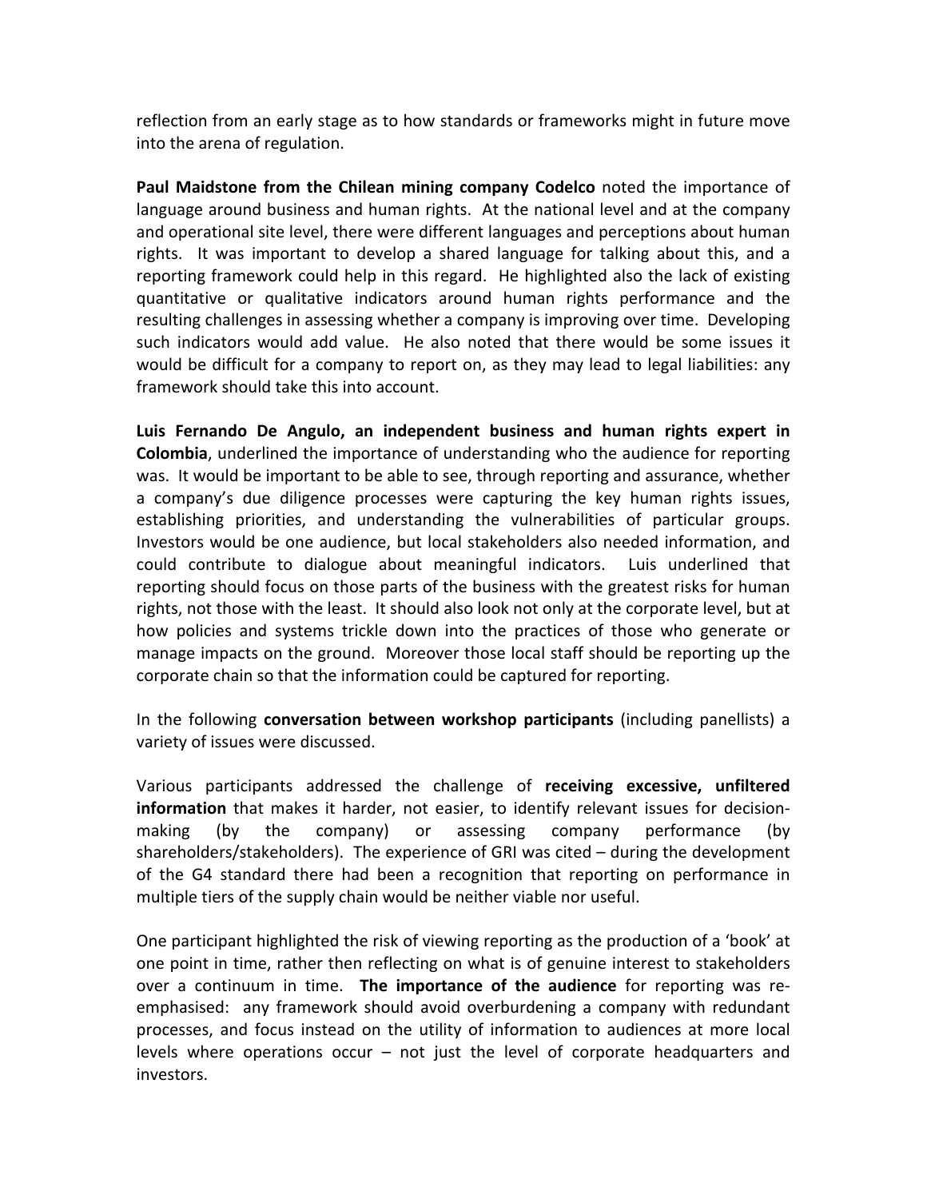reflection from an early stage as to how standards or frameworks might in future move into the arena of regulation.

**Paul Maidstone from the Chilean mining company Codelco** noted the importance of language around business and human rights. At the national level and at the company and operational site level, there were different languages and perceptions about human rights. It was important to develop a shared language for talking about this, and a reporting framework could help in this regard. He highlighted also the lack of existing quantitative or qualitative indicators around human rights performance and the resulting challenges in assessing whether a company is improving over time. Developing such indicators would add value. He also noted that there would be some issues it would be difficult for a company to report on, as they may lead to legal liabilities: any framework should take this into account.

**Luis Fernando De Angulo, an independent business and human rights expert in Colombia**, underlined the importance of understanding who the audience for reporting was. It would be important to be able to see, through reporting and assurance, whether a company's due diligence processes were capturing the key human rights issues, establishing priorities, and understanding the vulnerabilities of particular groups. Investors would be one audience, but local stakeholders also needed information, and could contribute to dialogue about meaningful indicators. Luis underlined that reporting should focus on those parts of the business with the greatest risks for human rights, not those with the least. It should also look not only at the corporate level, but at how policies and systems trickle down into the practices of those who generate or manage impacts on the ground. Moreover those local staff should be reporting up the corporate chain so that the information could be captured for reporting.

In the following **conversation between workshop participants** (including panellists) a variety of issues were discussed.

Various participants addressed the challenge of **receiving excessive, unfiltered information** that makes it harder, not easier, to identify relevant issues for decision-making (by the company) or assessing company performance (by shareholders/stakeholders). The experience of GRI was cited – during the development of the G4 standard there had been a recognition that reporting on performance in multiple tiers of the supply chain would be neither viable nor useful.

One participant highlighted the risk of viewing reporting as the production of a 'book' at one point in time, rather then reflecting on what is of genuine interest to stakeholders over a continuum in time. **The importance of the audience** for reporting was re-emphasised: any framework should avoid overburdening a company with redundant processes, and focus instead on the utility of information to audiences at more local levels where operations occur – not just the level of corporate headquarters and investors.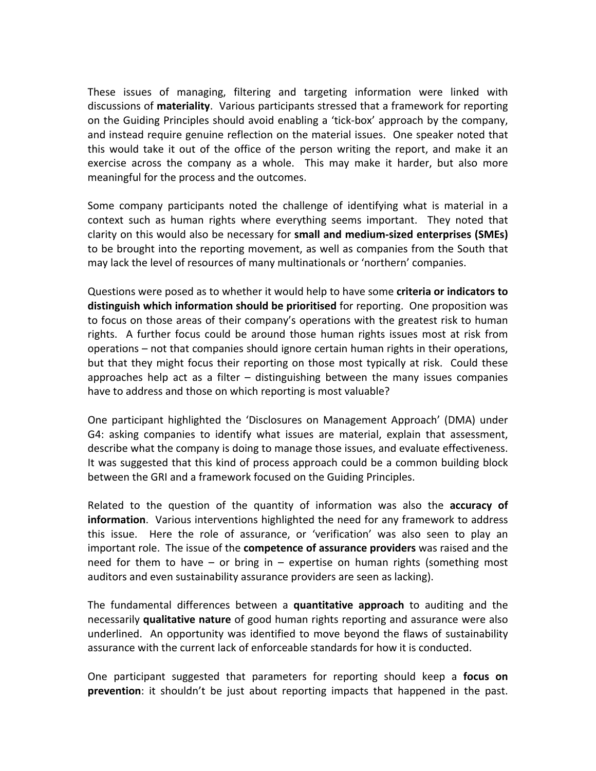These issues of managing, filtering and targeting information were linked with discussions of **materiality**. Various participants stressed that a framework for reporting on the Guiding Principles should avoid enabling a 'tick-box' approach by the company, and instead require genuine reflection on the material issues. One speaker noted that this would take it out of the office of the person writing the report, and make it an exercise across the company as a whole. This may make it harder, but also more meaningful for the process and the outcomes.

Some company participants noted the challenge of identifying what is material in a context such as human rights where everything seems important. They noted that clarity on this would also be necessary for **small and medium-sized enterprises (SMEs)** to be brought into the reporting movement, as well as companies from the South that may lack the level of resources of many multinationals or 'northern' companies.

Questions were posed as to whether it would help to have some **criteria or indicators to distinguish which information should be prioritised** for reporting. One proposition was to focus on those areas of their company's operations with the greatest risk to human rights. A further focus could be around those human rights issues most at risk from operations – not that companies should ignore certain human rights in their operations, but that they might focus their reporting on those most typically at risk. Could these approaches help act as a filter – distinguishing between the many issues companies have to address and those on which reporting is most valuable?

One participant highlighted the 'Disclosures on Management Approach' (DMA) under G4: asking companies to identify what issues are material, explain that assessment, describe what the company is doing to manage those issues, and evaluate effectiveness. It was suggested that this kind of process approach could be a common building block between the GRI and a framework focused on the Guiding Principles.

Related to the question of the quantity of information was also the **accuracy of information**. Various interventions highlighted the need for any framework to address this issue. Here the role of assurance, or 'verification' was also seen to play an important role. The issue of the **competence of assurance providers** was raised and the need for them to have – or bring in – expertise on human rights (something most auditors and even sustainability assurance providers are seen as lacking).

The fundamental differences between a **quantitative approach** to auditing and the necessarily **qualitative nature** of good human rights reporting and assurance were also underlined. An opportunity was identified to move beyond the flaws of sustainability assurance with the current lack of enforceable standards for how it is conducted.

One participant suggested that parameters for reporting should keep a **focus on prevention**: it shouldn't be just about reporting impacts that happened in the past.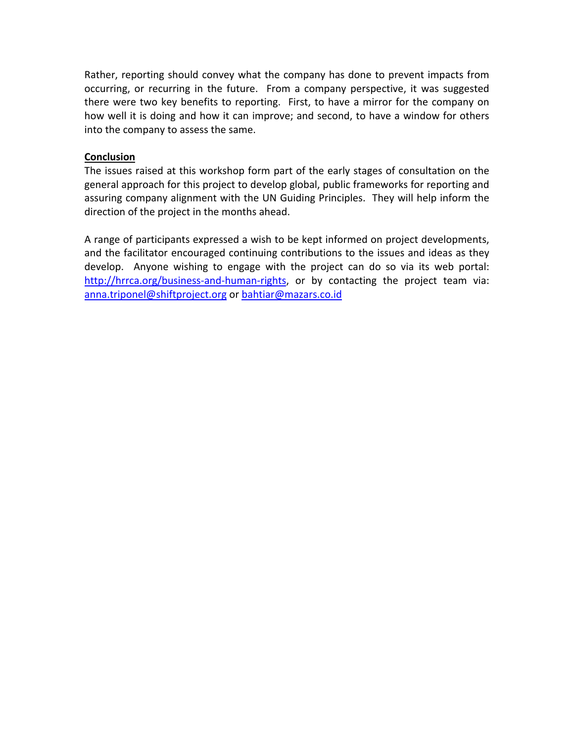Rather, reporting should convey what the company has done to prevent impacts from occurring, or recurring in the future. From a company perspective, it was suggested there were two key benefits to reporting. First, to have a mirror for the company on how well it is doing and how it can improve; and second, to have a window for others into the company to assess the same.

**Conclusion**

The issues raised at this workshop form part of the early stages of consultation on the general approach for this project to develop global, public frameworks for reporting and assuring company alignment with the UN Guiding Principles. They will help inform the direction of the project in the months ahead.

A range of participants expressed a wish to be kept informed on project developments, and the facilitator encouraged continuing contributions to the issues and ideas as they develop. Anyone wishing to engage with the project can do so via its web portal: [http://hrrca.org/business-and-human-rights](http://hrrca.org/business-and-human-rights), or by contacting the project team via: [anna.triponel@shiftproject.org](mailto:anna.triponel@shiftproject.org) or [bahtiar@mazars.co.id](mailto:bahtiar@mazars.co.id)